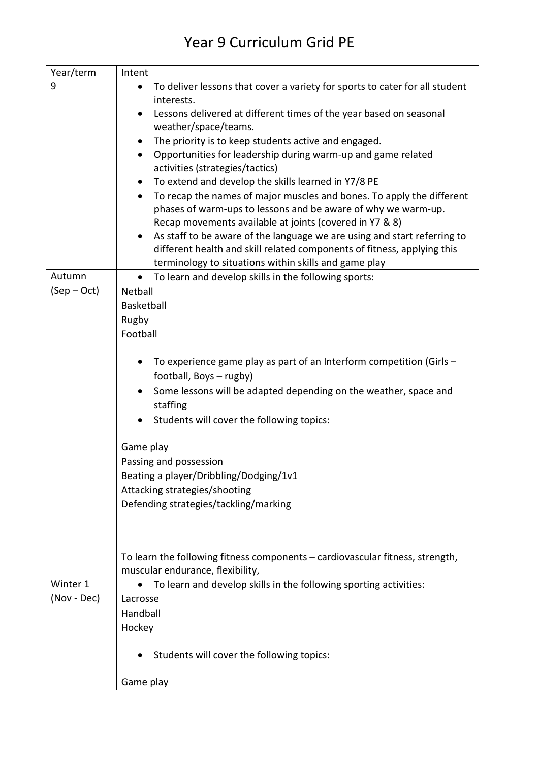# Year 9 Curriculum Grid PE

| Year/term | Intent |
|---|---|
| 9 | • To deliver lessons that cover a variety for sports to cater for all student interests.<br>• Lessons delivered at different times of the year based on seasonal weather/space/teams.<br>• The priority is to keep students active and engaged.<br>• Opportunities for leadership during warm-up and game related activities (strategies/tactics)<br>• To extend and develop the skills learned in Y7/8 PE<br>• To recap the names of major muscles and bones. To apply the different phases of warm-ups to lessons and be aware of why we warm-up. Recap movements available at joints (covered in Y7 & 8)<br>• As staff to be aware of the language we are using and start referring to different health and skill related components of fitness, applying this terminology to situations within skills and game play |
| Autumn (Sep – Oct) | • To learn and develop skills in the following sports:<br>Netball<br>Basketball<br>Rugby<br>Football<br><br>• To experience game play as part of an Interform competition (Girls – football, Boys – rugby)<br>• Some lessons will be adapted depending on the weather, space and staffing<br>• Students will cover the following topics:<br><br>Game play<br>Passing and possession<br>Beating a player/Dribbling/Dodging/1v1<br>Attacking strategies/shooting<br>Defending strategies/tackling/marking<br><br>To learn the following fitness components – cardiovascular fitness, strength, muscular endurance, flexibility, |
| Winter 1 (Nov - Dec) | • To learn and develop skills in the following sporting activities:<br>Lacrosse<br>Handball<br>Hockey<br><br>• Students will cover the following topics:<br><br>Game play |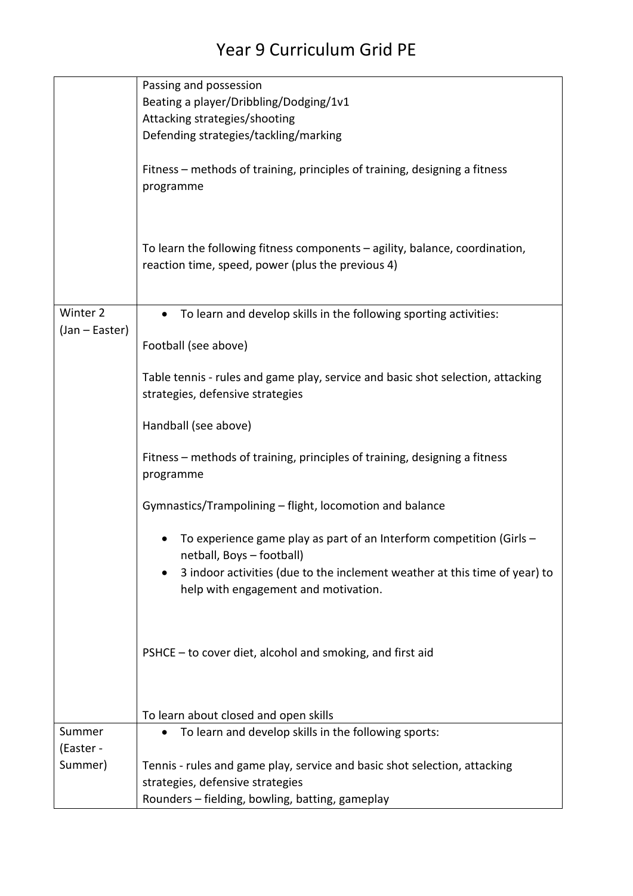# Year 9 Curriculum Grid PE

| | |
|---|---|
| | Passing and possession<br>Beating a player/Dribbling/Dodging/1v1<br>Attacking strategies/shooting<br>Defending strategies/tackling/marking<br><br>Fitness – methods of training, principles of training, designing a fitness programme<br><br>To learn the following fitness components – agility, balance, coordination, reaction time, speed, power (plus the previous 4) |
| Winter 2 (Jan – Easter) | • To learn and develop skills in the following sporting activities:<br><br>Football (see above)<br><br>Table tennis - rules and game play, service and basic shot selection, attacking strategies, defensive strategies<br><br>Handball (see above)<br><br>Fitness – methods of training, principles of training, designing a fitness programme<br><br>Gymnastics/Trampolining – flight, locomotion and balance<br><br>• To experience game play as part of an Interform competition (Girls – netball, Boys – football)<br>• 3 indoor activities (due to the inclement weather at this time of year) to help with engagement and motivation.<br><br>PSHCE – to cover diet, alcohol and smoking, and first aid<br><br>To learn about closed and open skills |
| Summer (Easter - Summer) | • To learn and develop skills in the following sports:<br><br>Tennis - rules and game play, service and basic shot selection, attacking strategies, defensive strategies<br>Rounders – fielding, bowling, batting, gameplay |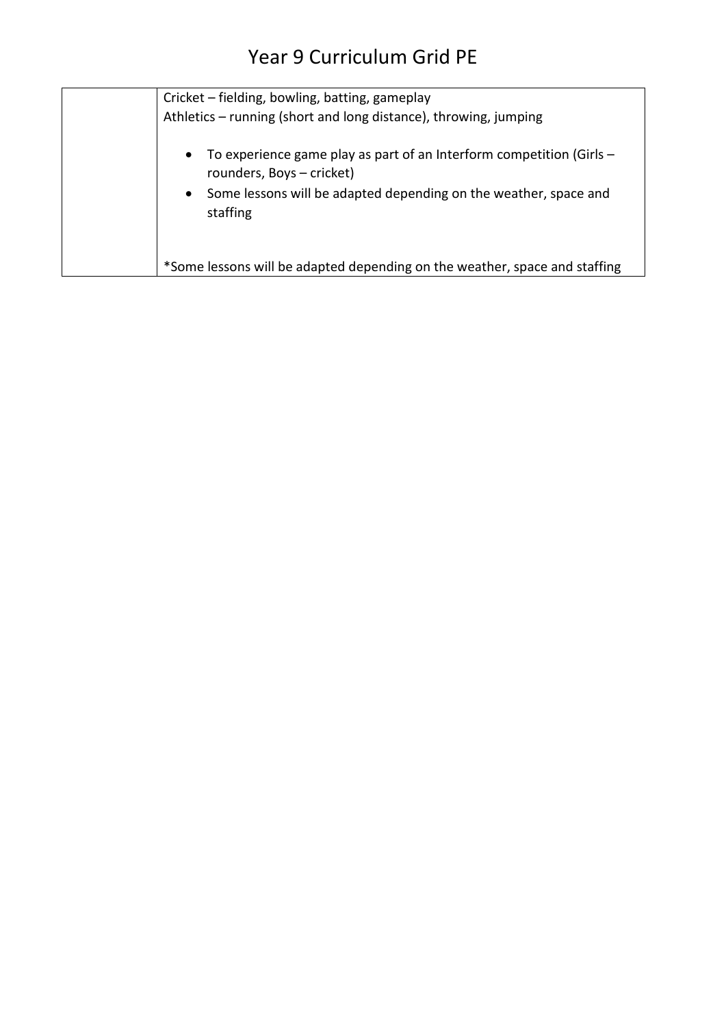# Year 9 Curriculum Grid PE

| | |
|---|---|
| | Cricket – fielding, bowling, batting, gameplay<br>Athletics – running (short and long distance), throwing, jumping<br><br>• To experience game play as part of an Interform competition (Girls – rounders, Boys – cricket)<br>• Some lessons will be adapted depending on the weather, space and staffing<br><br>*Some lessons will be adapted depending on the weather, space and staffing |